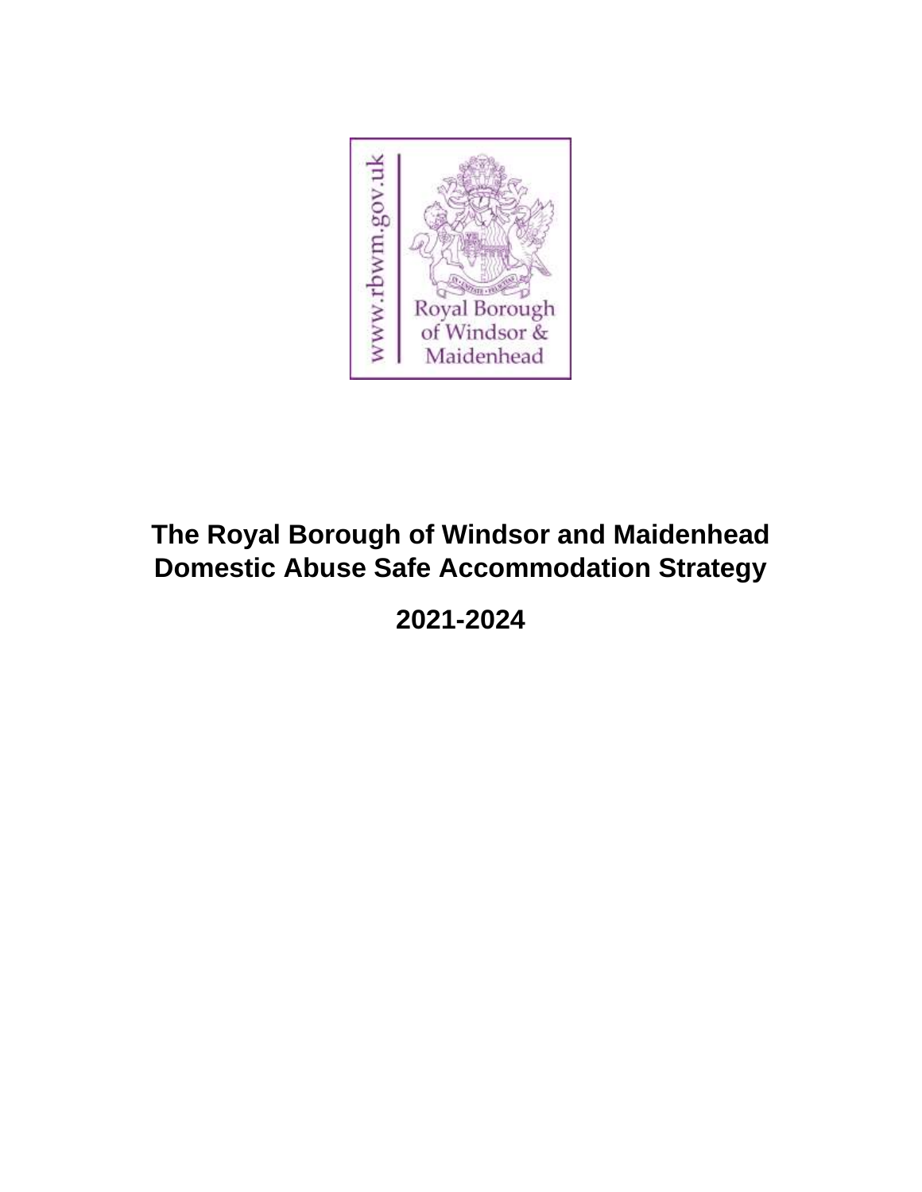# The Royal Borough of Windsor and Maidenhead Domestic Abuse Safe Accommodation Strategy

## 2021-2024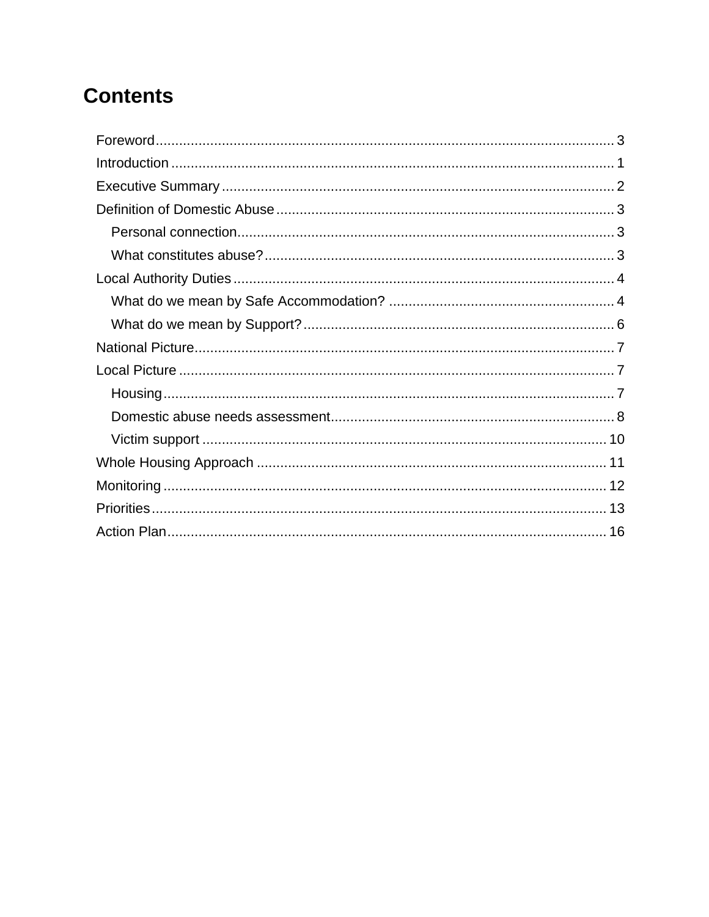# Contents

Foreword ........................................................................................................ 3
Introduction .................................................................................................. 1
Executive Summary ...................................................................................... 2
Definition of Domestic Abuse ....................................................................... 3
  Personal connection .................................................................................. 3
  What constitutes abuse? ............................................................................ 3
Local Authority Duties .................................................................................. 4
  What do we mean by Safe Accommodation? ............................................ 4
  What do we mean by Support? ................................................................. 6
National Picture ............................................................................................ 7
Local Picture ................................................................................................. 7
  Housing ..................................................................................................... 7
  Domestic abuse needs assessment ........................................................... 8
  Victim support .......................................................................................... 10
Whole Housing Approach ........................................................................... 11
Monitoring ................................................................................................... 12
Priorities ...................................................................................................... 13
Action Plan .................................................................................................. 16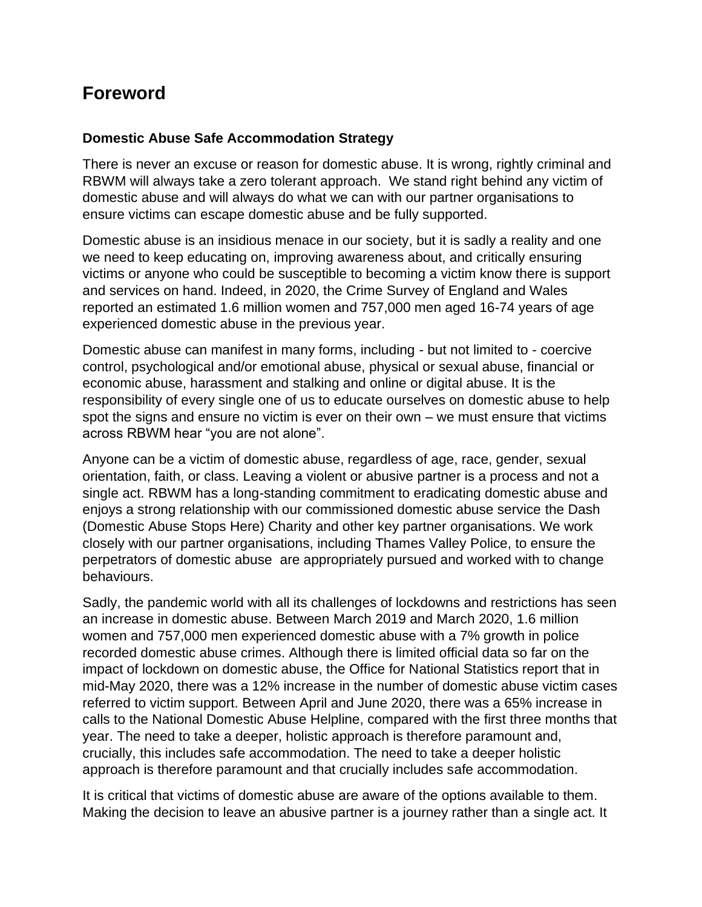## Foreword

### Domestic Abuse Safe Accommodation Strategy

There is never an excuse or reason for domestic abuse. It is wrong, rightly criminal and RBWM will always take a zero tolerant approach. We stand right behind any victim of domestic abuse and will always do what we can with our partner organisations to ensure victims can escape domestic abuse and be fully supported.

Domestic abuse is an insidious menace in our society, but it is sadly a reality and one we need to keep educating on, improving awareness about, and critically ensuring victims or anyone who could be susceptible to becoming a victim know there is support and services on hand. Indeed, in 2020, the Crime Survey of England and Wales reported an estimated 1.6 million women and 757,000 men aged 16-74 years of age experienced domestic abuse in the previous year.

Domestic abuse can manifest in many forms, including - but not limited to - coercive control, psychological and/or emotional abuse, physical or sexual abuse, financial or economic abuse, harassment and stalking and online or digital abuse. It is the responsibility of every single one of us to educate ourselves on domestic abuse to help spot the signs and ensure no victim is ever on their own – we must ensure that victims across RBWM hear "you are not alone".

Anyone can be a victim of domestic abuse, regardless of age, race, gender, sexual orientation, faith, or class. Leaving a violent or abusive partner is a process and not a single act. RBWM has a long-standing commitment to eradicating domestic abuse and enjoys a strong relationship with our commissioned domestic abuse service the Dash (Domestic Abuse Stops Here) Charity and other key partner organisations. We work closely with our partner organisations, including Thames Valley Police, to ensure the perpetrators of domestic abuse are appropriately pursued and worked with to change behaviours.

Sadly, the pandemic world with all its challenges of lockdowns and restrictions has seen an increase in domestic abuse. Between March 2019 and March 2020, 1.6 million women and 757,000 men experienced domestic abuse with a 7% growth in police recorded domestic abuse crimes. Although there is limited official data so far on the impact of lockdown on domestic abuse, the Office for National Statistics report that in mid-May 2020, there was a 12% increase in the number of domestic abuse victim cases referred to victim support. Between April and June 2020, there was a 65% increase in calls to the National Domestic Abuse Helpline, compared with the first three months that year. The need to take a deeper, holistic approach is therefore paramount and, crucially, this includes safe accommodation. The need to take a deeper holistic approach is therefore paramount and that crucially includes safe accommodation.

It is critical that victims of domestic abuse are aware of the options available to them. Making the decision to leave an abusive partner is a journey rather than a single act. It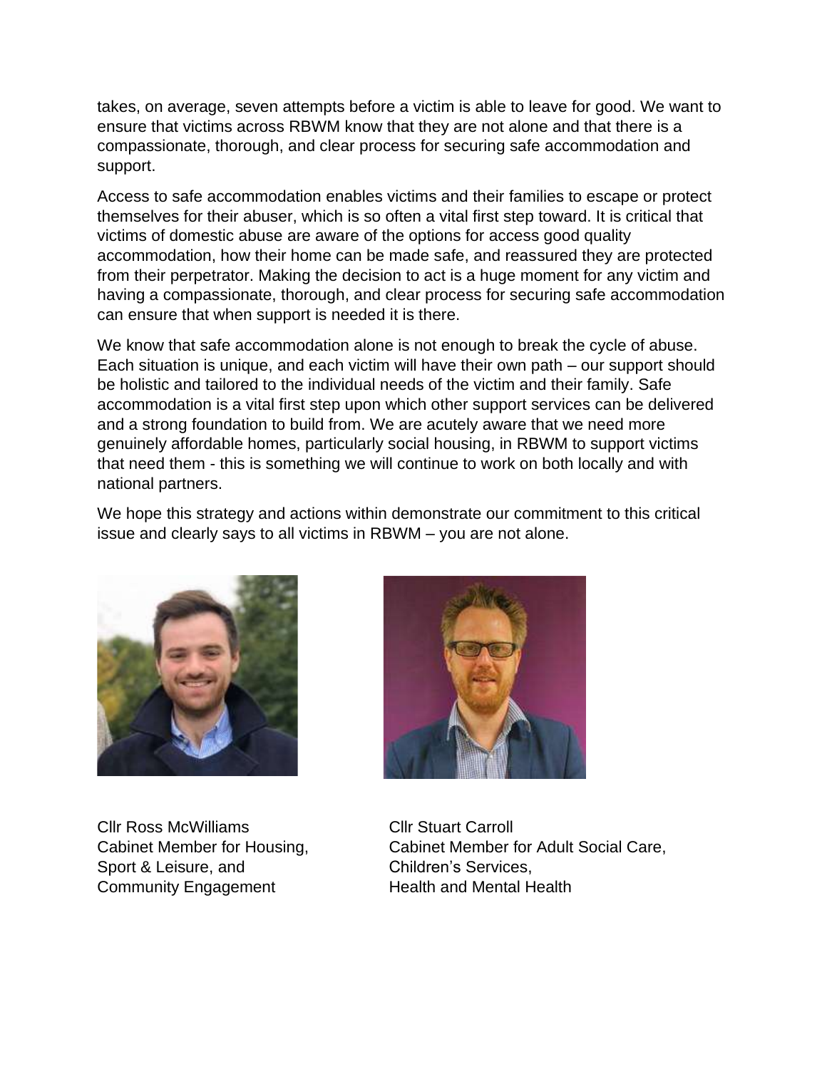takes, on average, seven attempts before a victim is able to leave for good. We want to ensure that victims across RBWM know that they are not alone and that there is a compassionate, thorough, and clear process for securing safe accommodation and support.

Access to safe accommodation enables victims and their families to escape or protect themselves for their abuser, which is so often a vital first step toward. It is critical that victims of domestic abuse are aware of the options for access good quality accommodation, how their home can be made safe, and reassured they are protected from their perpetrator. Making the decision to act is a huge moment for any victim and having a compassionate, thorough, and clear process for securing safe accommodation can ensure that when support is needed it is there.

We know that safe accommodation alone is not enough to break the cycle of abuse. Each situation is unique, and each victim will have their own path – our support should be holistic and tailored to the individual needs of the victim and their family. Safe accommodation is a vital first step upon which other support services can be delivered and a strong foundation to build from. We are acutely aware that we need more genuinely affordable homes, particularly social housing, in RBWM to support victims that need them - this is something we will continue to work on both locally and with national partners.

We hope this strategy and actions within demonstrate our commitment to this critical issue and clearly says to all victims in RBWM – you are not alone.

Cllr Ross McWilliams
Cabinet Member for Housing,
Sport & Leisure, and
Community Engagement

Cllr Stuart Carroll
Cabinet Member for Adult Social Care,
Children's Services,
Health and Mental Health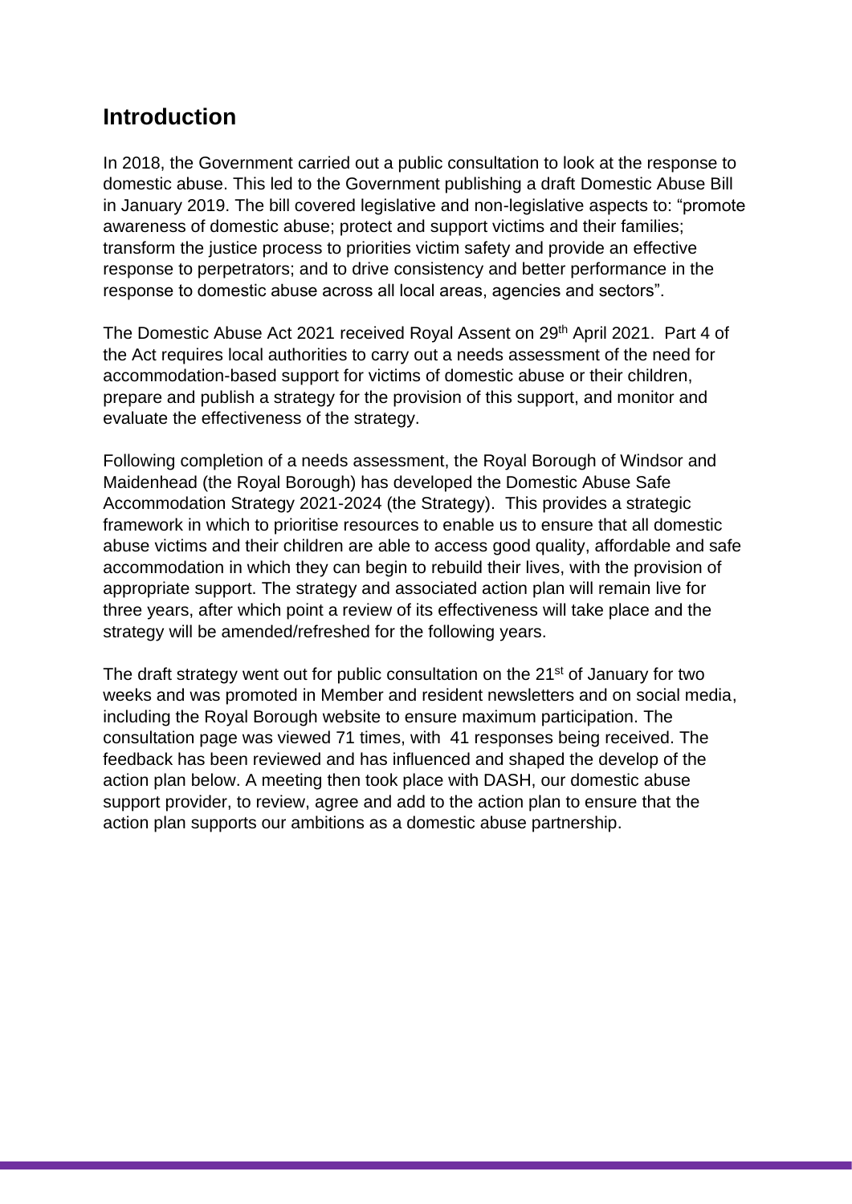## Introduction

In 2018, the Government carried out a public consultation to look at the response to domestic abuse. This led to the Government publishing a draft Domestic Abuse Bill in January 2019. The bill covered legislative and non-legislative aspects to: "promote awareness of domestic abuse; protect and support victims and their families; transform the justice process to priorities victim safety and provide an effective response to perpetrators; and to drive consistency and better performance in the response to domestic abuse across all local areas, agencies and sectors".

The Domestic Abuse Act 2021 received Royal Assent on 29th April 2021. Part 4 of the Act requires local authorities to carry out a needs assessment of the need for accommodation-based support for victims of domestic abuse or their children, prepare and publish a strategy for the provision of this support, and monitor and evaluate the effectiveness of the strategy.

Following completion of a needs assessment, the Royal Borough of Windsor and Maidenhead (the Royal Borough) has developed the Domestic Abuse Safe Accommodation Strategy 2021-2024 (the Strategy). This provides a strategic framework in which to prioritise resources to enable us to ensure that all domestic abuse victims and their children are able to access good quality, affordable and safe accommodation in which they can begin to rebuild their lives, with the provision of appropriate support. The strategy and associated action plan will remain live for three years, after which point a review of its effectiveness will take place and the strategy will be amended/refreshed for the following years.

The draft strategy went out for public consultation on the 21st of January for two weeks and was promoted in Member and resident newsletters and on social media, including the Royal Borough website to ensure maximum participation. The consultation page was viewed 71 times, with 41 responses being received. The feedback has been reviewed and has influenced and shaped the develop of the action plan below. A meeting then took place with DASH, our domestic abuse support provider, to review, agree and add to the action plan to ensure that the action plan supports our ambitions as a domestic abuse partnership.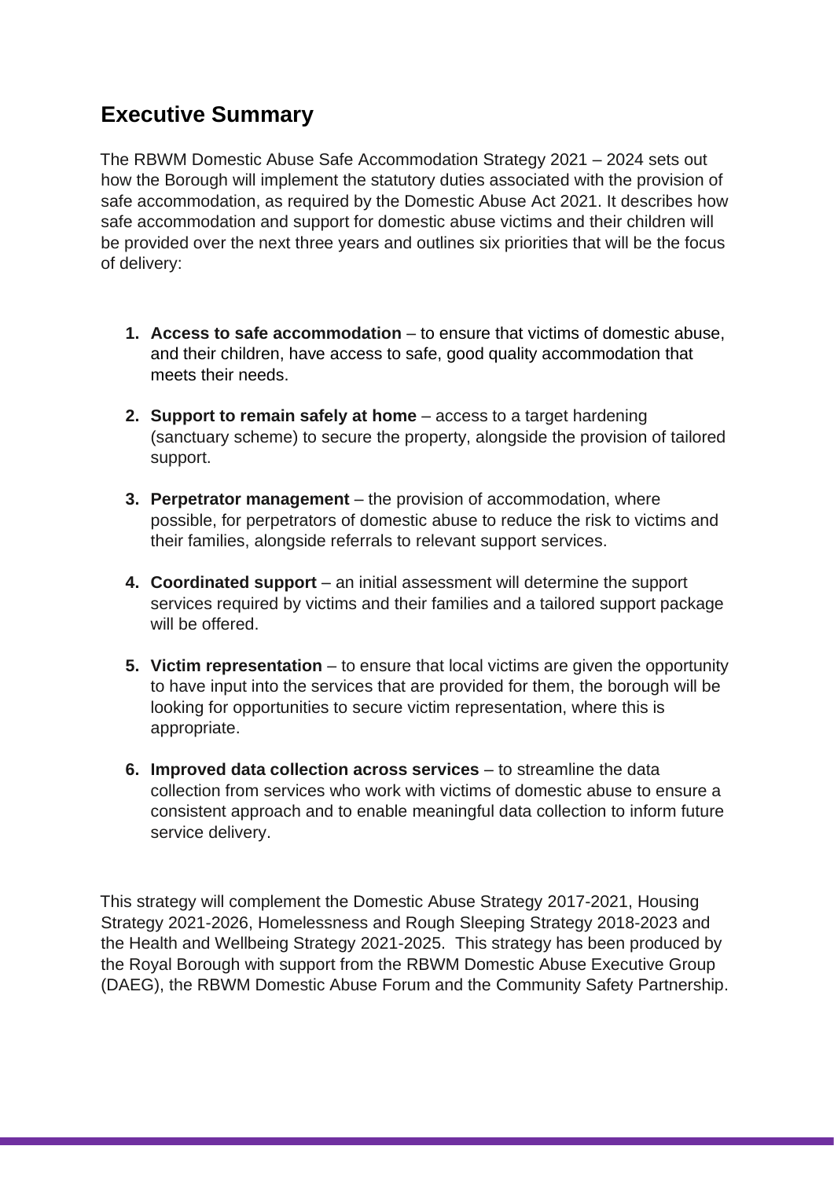## Executive Summary

The RBWM Domestic Abuse Safe Accommodation Strategy 2021 – 2024 sets out how the Borough will implement the statutory duties associated with the provision of safe accommodation, as required by the Domestic Abuse Act 2021. It describes how safe accommodation and support for domestic abuse victims and their children will be provided over the next three years and outlines six priorities that will be the focus of delivery:

1. **Access to safe accommodation** – to ensure that victims of domestic abuse, and their children, have access to safe, good quality accommodation that meets their needs.
2. **Support to remain safely at home** – access to a target hardening (sanctuary scheme) to secure the property, alongside the provision of tailored support.
3. **Perpetrator management** – the provision of accommodation, where possible, for perpetrators of domestic abuse to reduce the risk to victims and their families, alongside referrals to relevant support services.
4. **Coordinated support** – an initial assessment will determine the support services required by victims and their families and a tailored support package will be offered.
5. **Victim representation** – to ensure that local victims are given the opportunity to have input into the services that are provided for them, the borough will be looking for opportunities to secure victim representation, where this is appropriate.
6. **Improved data collection across services** – to streamline the data collection from services who work with victims of domestic abuse to ensure a consistent approach and to enable meaningful data collection to inform future service delivery.

This strategy will complement the Domestic Abuse Strategy 2017-2021, Housing Strategy 2021-2026, Homelessness and Rough Sleeping Strategy 2018-2023 and the Health and Wellbeing Strategy 2021-2025. This strategy has been produced by the Royal Borough with support from the RBWM Domestic Abuse Executive Group (DAEG), the RBWM Domestic Abuse Forum and the Community Safety Partnership.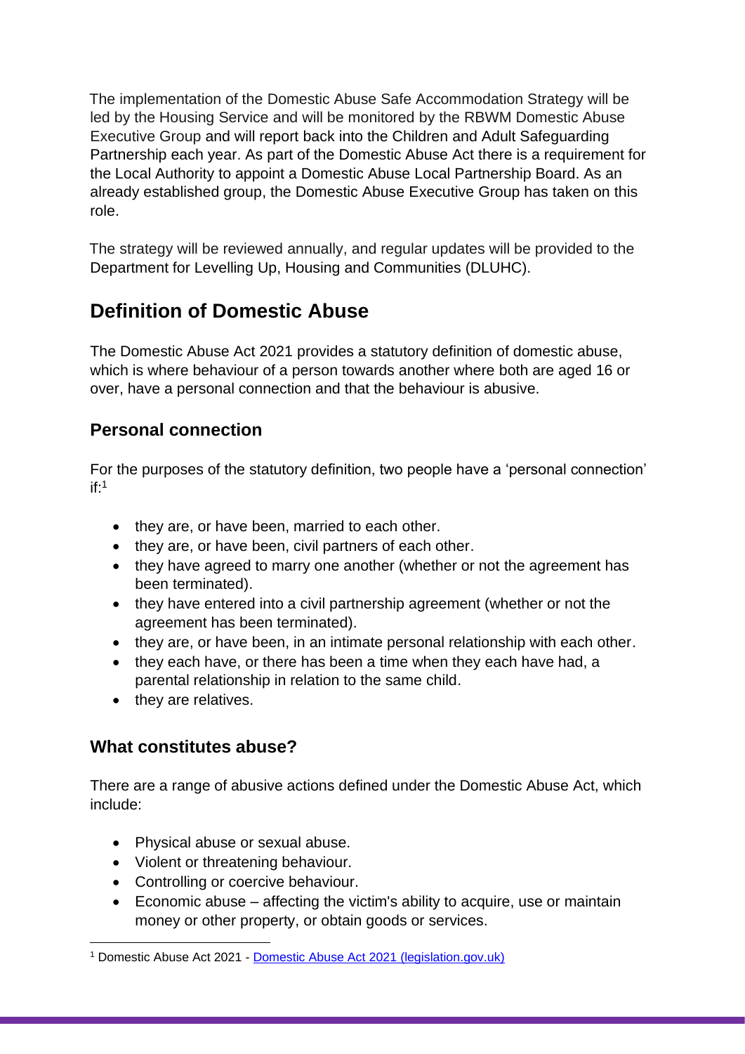The implementation of the Domestic Abuse Safe Accommodation Strategy will be led by the Housing Service and will be monitored by the RBWM Domestic Abuse Executive Group and will report back into the Children and Adult Safeguarding Partnership each year. As part of the Domestic Abuse Act there is a requirement for the Local Authority to appoint a Domestic Abuse Local Partnership Board. As an already established group, the Domestic Abuse Executive Group has taken on this role.

The strategy will be reviewed annually, and regular updates will be provided to the Department for Levelling Up, Housing and Communities (DLUHC).

## Definition of Domestic Abuse

The Domestic Abuse Act 2021 provides a statutory definition of domestic abuse, which is where behaviour of a person towards another where both are aged 16 or over, have a personal connection and that the behaviour is abusive.

### Personal connection

For the purposes of the statutory definition, two people have a 'personal connection' if:[1]

- they are, or have been, married to each other.
- they are, or have been, civil partners of each other.
- they have agreed to marry one another (whether or not the agreement has been terminated).
- they have entered into a civil partnership agreement (whether or not the agreement has been terminated).
- they are, or have been, in an intimate personal relationship with each other.
- they each have, or there has been a time when they each have had, a parental relationship in relation to the same child.
- they are relatives.

### What constitutes abuse?

There are a range of abusive actions defined under the Domestic Abuse Act, which include:

- Physical abuse or sexual abuse.
- Violent or threatening behaviour.
- Controlling or coercive behaviour.
- Economic abuse – affecting the victim's ability to acquire, use or maintain money or other property, or obtain goods or services.

[1] Domestic Abuse Act 2021 - Domestic Abuse Act 2021 (legislation.gov.uk)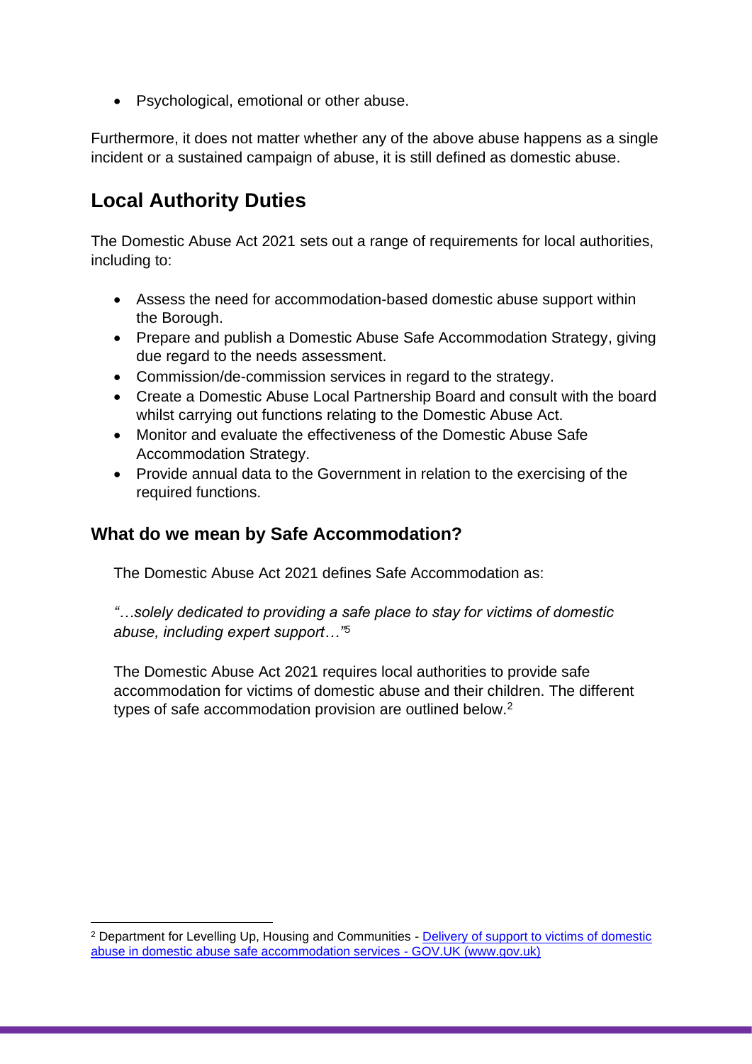- Psychological, emotional or other abuse.

Furthermore, it does not matter whether any of the above abuse happens as a single incident or a sustained campaign of abuse, it is still defined as domestic abuse.

## Local Authority Duties

The Domestic Abuse Act 2021 sets out a range of requirements for local authorities, including to:

- Assess the need for accommodation-based domestic abuse support within the Borough.
- Prepare and publish a Domestic Abuse Safe Accommodation Strategy, giving due regard to the needs assessment.
- Commission/de-commission services in regard to the strategy.
- Create a Domestic Abuse Local Partnership Board and consult with the board whilst carrying out functions relating to the Domestic Abuse Act.
- Monitor and evaluate the effectiveness of the Domestic Abuse Safe Accommodation Strategy.
- Provide annual data to the Government in relation to the exercising of the required functions.

### What do we mean by Safe Accommodation?

The Domestic Abuse Act 2021 defines Safe Accommodation as:

*"…solely dedicated to providing a safe place to stay for victims of domestic abuse, including expert support…"*[5]

The Domestic Abuse Act 2021 requires local authorities to provide safe accommodation for victims of domestic abuse and their children. The different types of safe accommodation provision are outlined below.[2]

---

[2] Department for Levelling Up, Housing and Communities - [Delivery of support to victims of domestic abuse in domestic abuse safe accommodation services - GOV.UK (www.gov.uk)]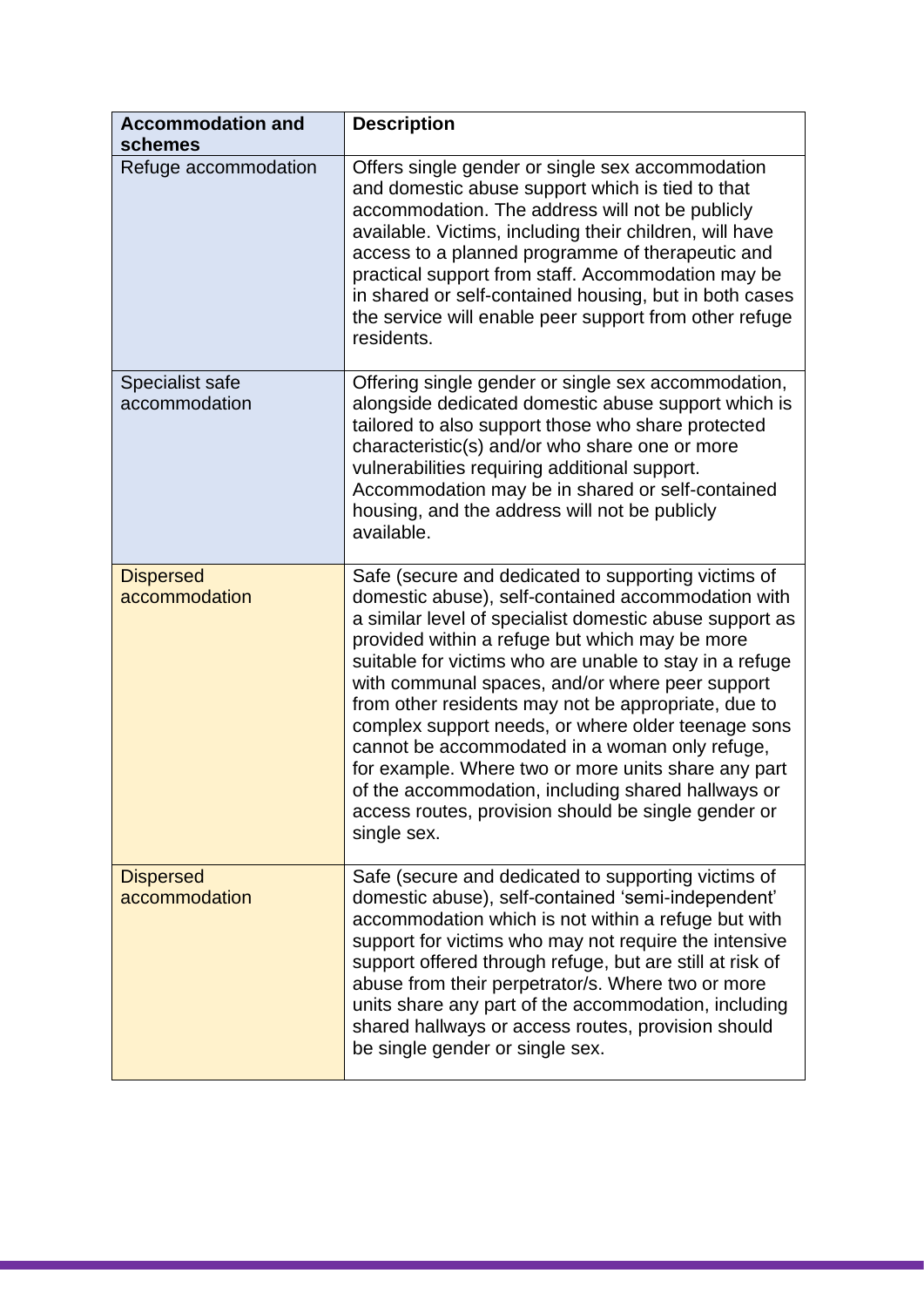| Accommodation and schemes | Description |
|---|---|
| Refuge accommodation | Offers single gender or single sex accommodation and domestic abuse support which is tied to that accommodation. The address will not be publicly available. Victims, including their children, will have access to a planned programme of therapeutic and practical support from staff. Accommodation may be in shared or self-contained housing, but in both cases the service will enable peer support from other refuge residents. |
| Specialist safe accommodation | Offering single gender or single sex accommodation, alongside dedicated domestic abuse support which is tailored to also support those who share protected characteristic(s) and/or who share one or more vulnerabilities requiring additional support. Accommodation may be in shared or self-contained housing, and the address will not be publicly available. |
| Dispersed accommodation | Safe (secure and dedicated to supporting victims of domestic abuse), self-contained accommodation with a similar level of specialist domestic abuse support as provided within a refuge but which may be more suitable for victims who are unable to stay in a refuge with communal spaces, and/or where peer support from other residents may not be appropriate, due to complex support needs, or where older teenage sons cannot be accommodated in a woman only refuge, for example. Where two or more units share any part of the accommodation, including shared hallways or access routes, provision should be single gender or single sex. |
| Dispersed accommodation | Safe (secure and dedicated to supporting victims of domestic abuse), self-contained 'semi-independent' accommodation which is not within a refuge but with support for victims who may not require the intensive support offered through refuge, but are still at risk of abuse from their perpetrator/s. Where two or more units share any part of the accommodation, including shared hallways or access routes, provision should be single gender or single sex. |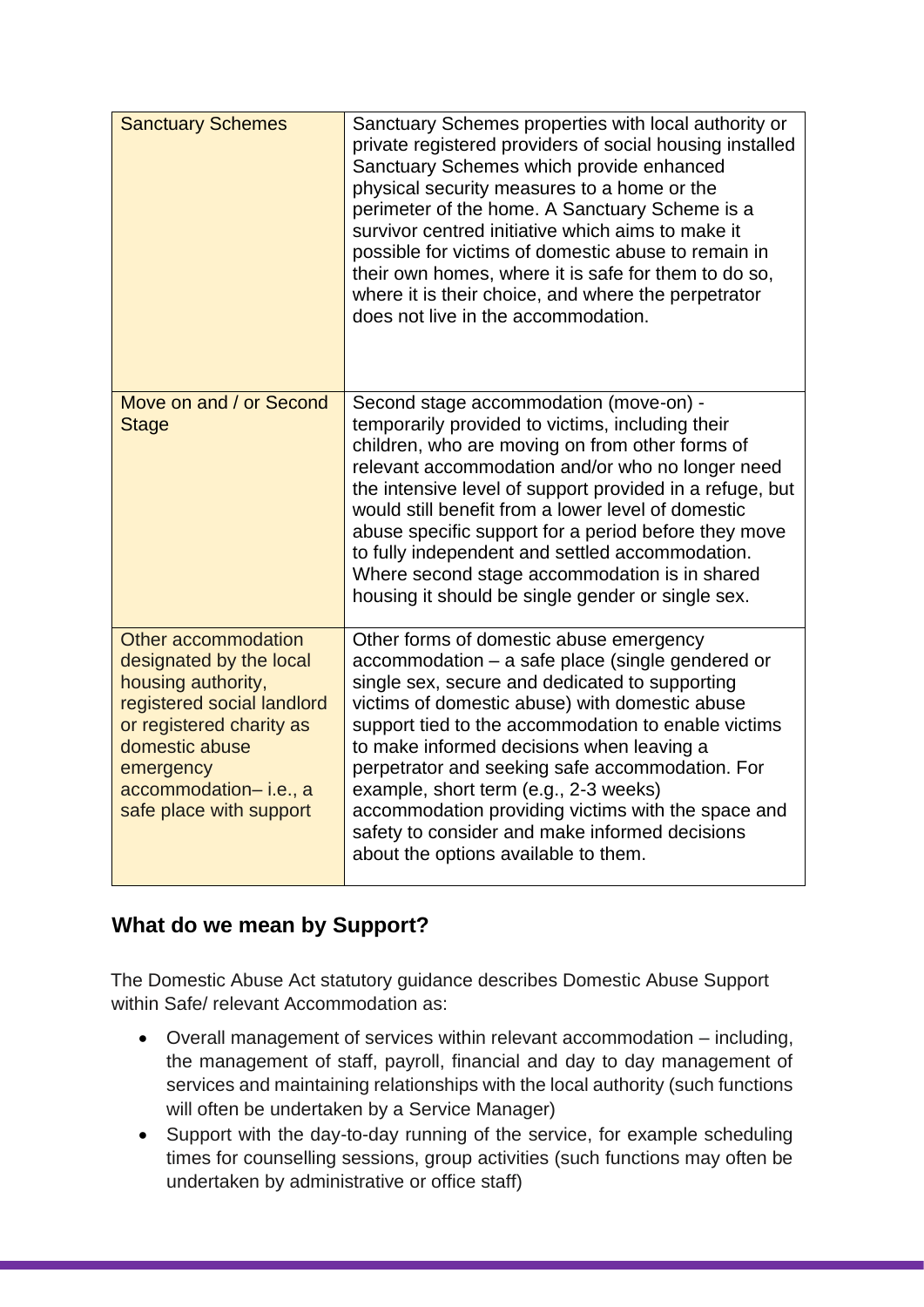| | |
|---|---|
| Sanctuary Schemes | Sanctuary Schemes properties with local authority or private registered providers of social housing installed Sanctuary Schemes which provide enhanced physical security measures to a home or the perimeter of the home. A Sanctuary Scheme is a survivor centred initiative which aims to make it possible for victims of domestic abuse to remain in their own homes, where it is safe for them to do so, where it is their choice, and where the perpetrator does not live in the accommodation. |
| Move on and / or Second Stage | Second stage accommodation (move-on) - temporarily provided to victims, including their children, who are moving on from other forms of relevant accommodation and/or who no longer need the intensive level of support provided in a refuge, but would still benefit from a lower level of domestic abuse specific support for a period before they move to fully independent and settled accommodation. Where second stage accommodation is in shared housing it should be single gender or single sex. |
| Other accommodation designated by the local housing authority, registered social landlord or registered charity as domestic abuse emergency accommodation– i.e., a safe place with support | Other forms of domestic abuse emergency accommodation – a safe place (single gendered or single sex, secure and dedicated to supporting victims of domestic abuse) with domestic abuse support tied to the accommodation to enable victims to make informed decisions when leaving a perpetrator and seeking safe accommodation. For example, short term (e.g., 2-3 weeks) accommodation providing victims with the space and safety to consider and make informed decisions about the options available to them. |

## What do we mean by Support?

The Domestic Abuse Act statutory guidance describes Domestic Abuse Support within Safe/ relevant Accommodation as:

- Overall management of services within relevant accommodation – including, the management of staff, payroll, financial and day to day management of services and maintaining relationships with the local authority (such functions will often be undertaken by a Service Manager)
- Support with the day-to-day running of the service, for example scheduling times for counselling sessions, group activities (such functions may often be undertaken by administrative or office staff)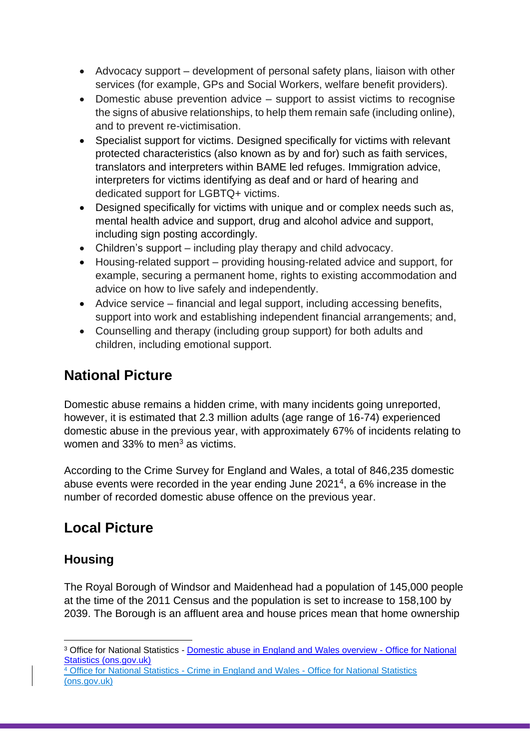- Advocacy support – development of personal safety plans, liaison with other services (for example, GPs and Social Workers, welfare benefit providers).
- Domestic abuse prevention advice – support to assist victims to recognise the signs of abusive relationships, to help them remain safe (including online), and to prevent re-victimisation.
- Specialist support for victims. Designed specifically for victims with relevant protected characteristics (also known as by and for) such as faith services, translators and interpreters within BAME led refuges. Immigration advice, interpreters for victims identifying as deaf and or hard of hearing and dedicated support for LGBTQ+ victims.
- Designed specifically for victims with unique and or complex needs such as, mental health advice and support, drug and alcohol advice and support, including sign posting accordingly.
- Children's support – including play therapy and child advocacy.
- Housing-related support – providing housing-related advice and support, for example, securing a permanent home, rights to existing accommodation and advice on how to live safely and independently.
- Advice service – financial and legal support, including accessing benefits, support into work and establishing independent financial arrangements; and,
- Counselling and therapy (including group support) for both adults and children, including emotional support.

## National Picture

Domestic abuse remains a hidden crime, with many incidents going unreported, however, it is estimated that 2.3 million adults (age range of 16-74) experienced domestic abuse in the previous year, with approximately 67% of incidents relating to women and 33% to men[3] as victims.

According to the Crime Survey for England and Wales, a total of 846,235 domestic abuse events were recorded in the year ending June 2021[4], a 6% increase in the number of recorded domestic abuse offence on the previous year.

## Local Picture

### Housing

The Royal Borough of Windsor and Maidenhead had a population of 145,000 people at the time of the 2011 Census and the population is set to increase to 158,100 by 2039. The Borough is an affluent area and house prices mean that home ownership

---

[3] Office for National Statistics - Domestic abuse in England and Wales overview - Office for National Statistics (ons.gov.uk)

[4] Office for National Statistics - Crime in England and Wales - Office for National Statistics (ons.gov.uk)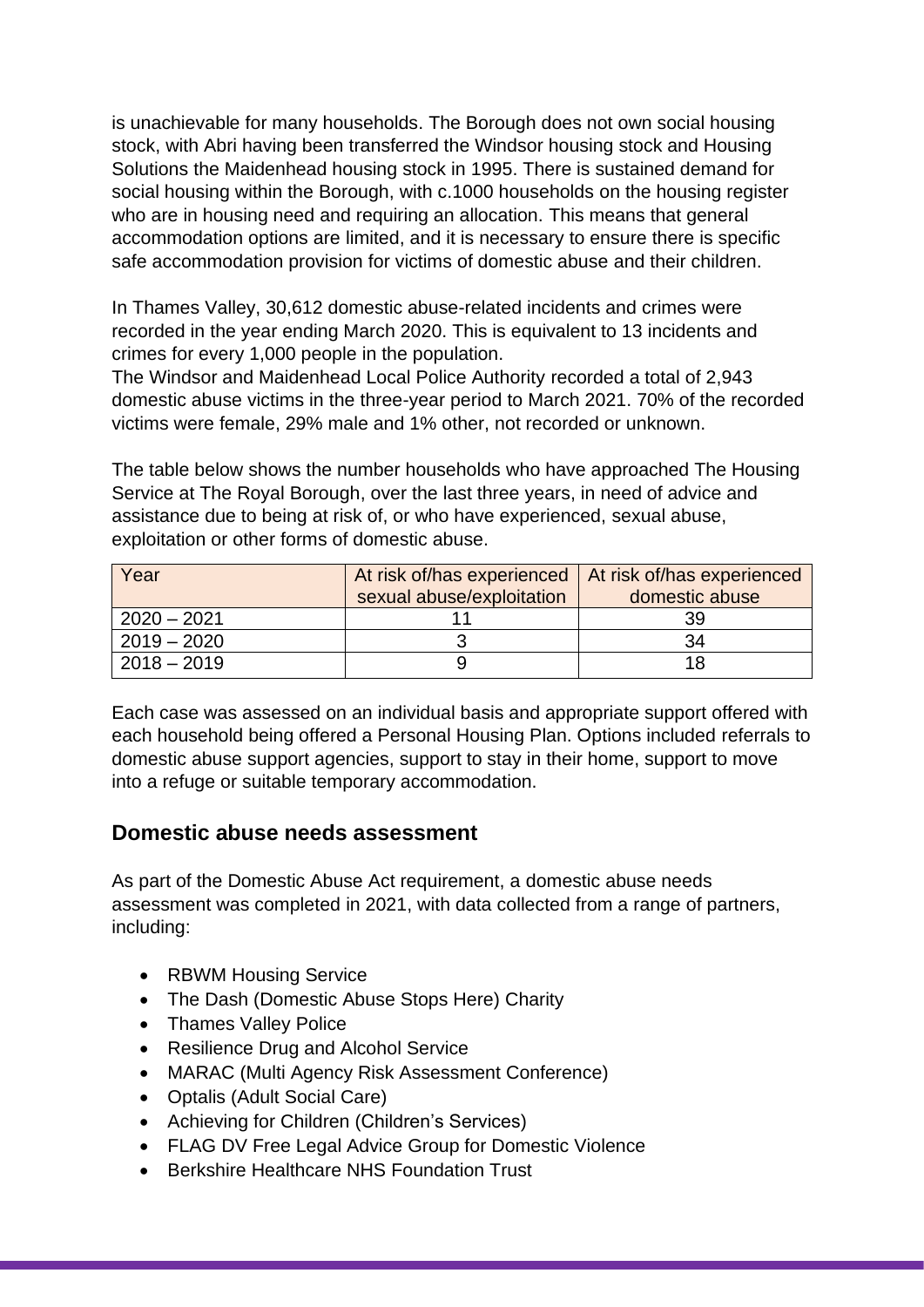is unachievable for many households. The Borough does not own social housing stock, with Abri having been transferred the Windsor housing stock and Housing Solutions the Maidenhead housing stock in 1995. There is sustained demand for social housing within the Borough, with c.1000 households on the housing register who are in housing need and requiring an allocation. This means that general accommodation options are limited, and it is necessary to ensure there is specific safe accommodation provision for victims of domestic abuse and their children.

In Thames Valley, 30,612 domestic abuse-related incidents and crimes were recorded in the year ending March 2020. This is equivalent to 13 incidents and crimes for every 1,000 people in the population.
The Windsor and Maidenhead Local Police Authority recorded a total of 2,943 domestic abuse victims in the three-year period to March 2021. 70% of the recorded victims were female, 29% male and 1% other, not recorded or unknown.

The table below shows the number households who have approached The Housing Service at The Royal Borough, over the last three years, in need of advice and assistance due to being at risk of, or who have experienced, sexual abuse, exploitation or other forms of domestic abuse.

| Year | At risk of/has experienced sexual abuse/exploitation | At risk of/has experienced domestic abuse |
|---|---|---|
| 2020 – 2021 | 11 | 39 |
| 2019 – 2020 | 3 | 34 |
| 2018 – 2019 | 9 | 18 |

Each case was assessed on an individual basis and appropriate support offered with each household being offered a Personal Housing Plan. Options included referrals to domestic abuse support agencies, support to stay in their home, support to move into a refuge or suitable temporary accommodation.

## Domestic abuse needs assessment

As part of the Domestic Abuse Act requirement, a domestic abuse needs assessment was completed in 2021, with data collected from a range of partners, including:

- RBWM Housing Service
- The Dash (Domestic Abuse Stops Here) Charity
- Thames Valley Police
- Resilience Drug and Alcohol Service
- MARAC (Multi Agency Risk Assessment Conference)
- Optalis (Adult Social Care)
- Achieving for Children (Children's Services)
- FLAG DV Free Legal Advice Group for Domestic Violence
- Berkshire Healthcare NHS Foundation Trust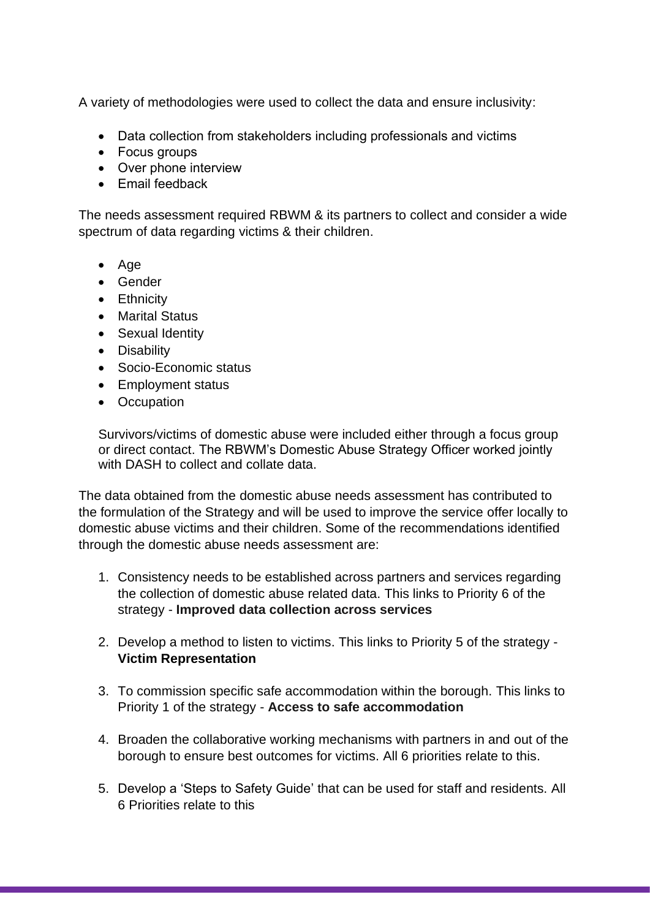A variety of methodologies were used to collect the data and ensure inclusivity:

- Data collection from stakeholders including professionals and victims
- Focus groups
- Over phone interview
- Email feedback

The needs assessment required RBWM & its partners to collect and consider a wide spectrum of data regarding victims & their children.

- Age
- Gender
- Ethnicity
- Marital Status
- Sexual Identity
- Disability
- Socio-Economic status
- Employment status
- Occupation

Survivors/victims of domestic abuse were included either through a focus group or direct contact. The RBWM's Domestic Abuse Strategy Officer worked jointly with DASH to collect and collate data.

The data obtained from the domestic abuse needs assessment has contributed to the formulation of the Strategy and will be used to improve the service offer locally to domestic abuse victims and their children. Some of the recommendations identified through the domestic abuse needs assessment are:

1. Consistency needs to be established across partners and services regarding the collection of domestic abuse related data. This links to Priority 6 of the strategy - **Improved data collection across services**

2. Develop a method to listen to victims. This links to Priority 5 of the strategy - **Victim Representation**

3. To commission specific safe accommodation within the borough. This links to Priority 1 of the strategy - **Access to safe accommodation**

4. Broaden the collaborative working mechanisms with partners in and out of the borough to ensure best outcomes for victims. All 6 priorities relate to this.

5. Develop a 'Steps to Safety Guide' that can be used for staff and residents. All 6 Priorities relate to this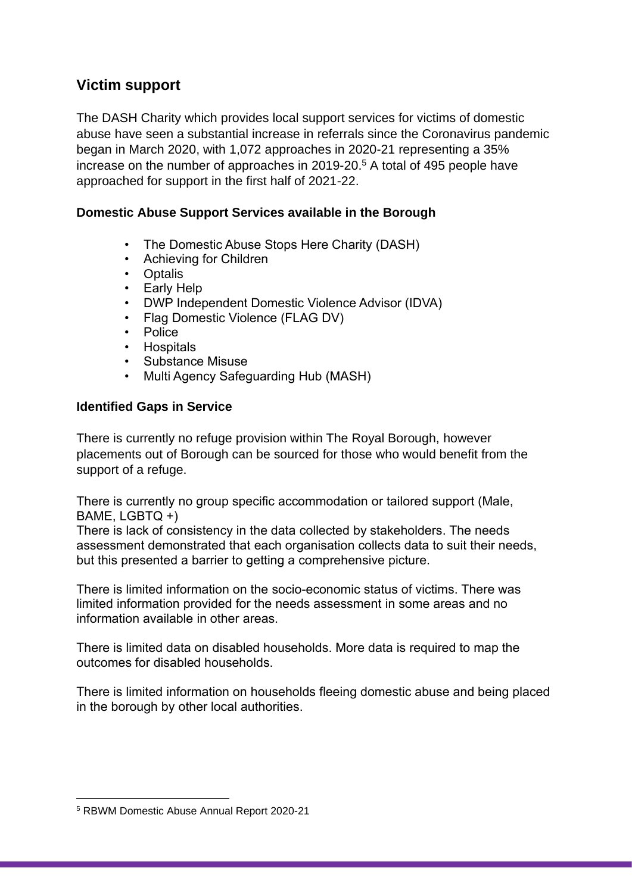## Victim support

The DASH Charity which provides local support services for victims of domestic abuse have seen a substantial increase in referrals since the Coronavirus pandemic began in March 2020, with 1,072 approaches in 2020-21 representing a 35% increase on the number of approaches in 2019-20.[5] A total of 495 people have approached for support in the first half of 2021-22.

### Domestic Abuse Support Services available in the Borough

- The Domestic Abuse Stops Here Charity (DASH)
- Achieving for Children
- Optalis
- Early Help
- DWP Independent Domestic Violence Advisor (IDVA)
- Flag Domestic Violence (FLAG DV)
- Police
- Hospitals
- Substance Misuse
- Multi Agency Safeguarding Hub (MASH)

### Identified Gaps in Service

There is currently no refuge provision within The Royal Borough, however placements out of Borough can be sourced for those who would benefit from the support of a refuge.

There is currently no group specific accommodation or tailored support (Male, BAME, LGBTQ +)
There is lack of consistency in the data collected by stakeholders. The needs assessment demonstrated that each organisation collects data to suit their needs, but this presented a barrier to getting a comprehensive picture.

There is limited information on the socio-economic status of victims. There was limited information provided for the needs assessment in some areas and no information available in other areas.

There is limited data on disabled households. More data is required to map the outcomes for disabled households.

There is limited information on households fleeing domestic abuse and being placed in the borough by other local authorities.

---

[5] RBWM Domestic Abuse Annual Report 2020-21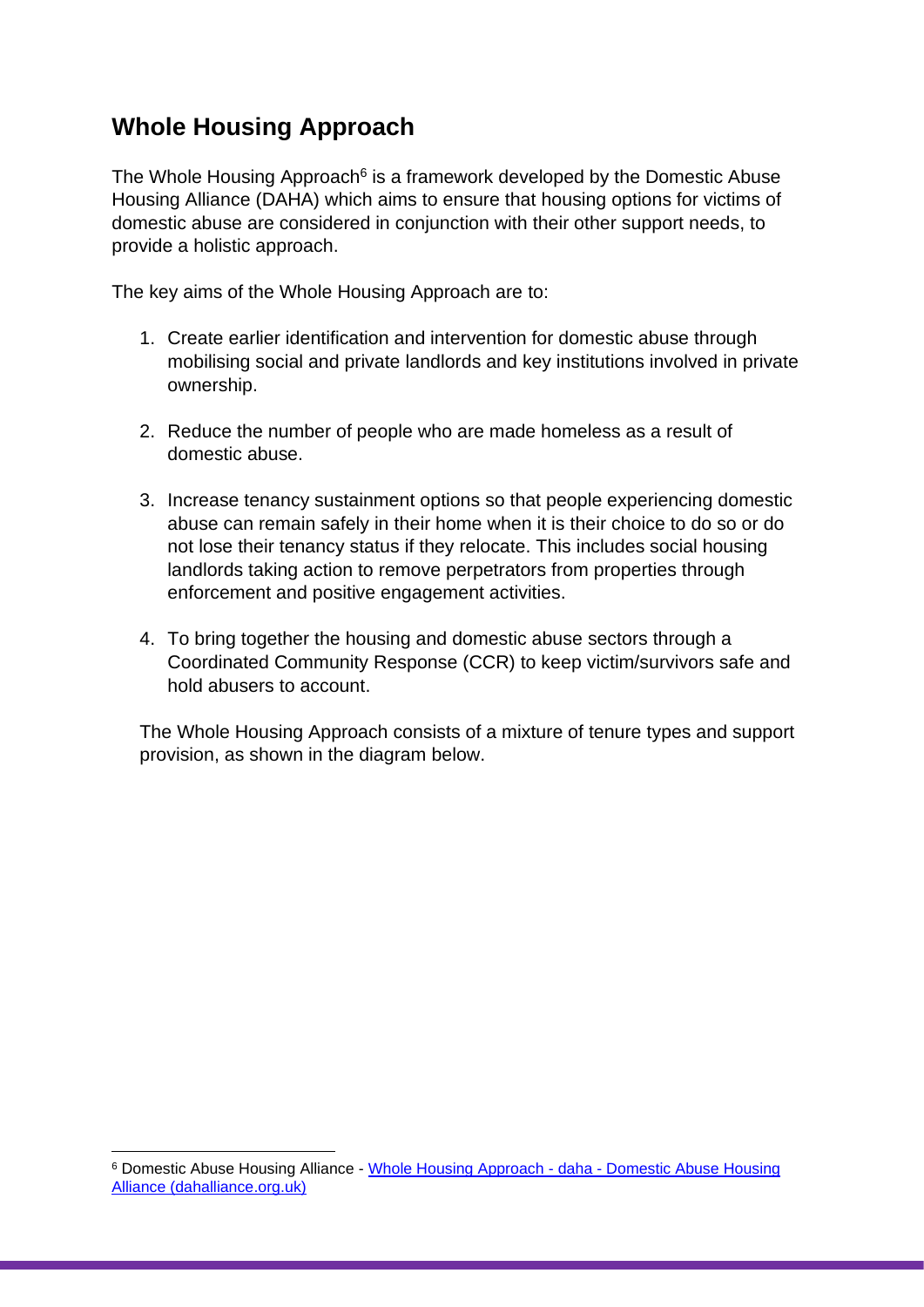## Whole Housing Approach

The Whole Housing Approach[6] is a framework developed by the Domestic Abuse Housing Alliance (DAHA) which aims to ensure that housing options for victims of domestic abuse are considered in conjunction with their other support needs, to provide a holistic approach.

The key aims of the Whole Housing Approach are to:

1. Create earlier identification and intervention for domestic abuse through mobilising social and private landlords and key institutions involved in private ownership.

2. Reduce the number of people who are made homeless as a result of domestic abuse.

3. Increase tenancy sustainment options so that people experiencing domestic abuse can remain safely in their home when it is their choice to do so or do not lose their tenancy status if they relocate. This includes social housing landlords taking action to remove perpetrators from properties through enforcement and positive engagement activities.

4. To bring together the housing and domestic abuse sectors through a Coordinated Community Response (CCR) to keep victim/survivors safe and hold abusers to account.

The Whole Housing Approach consists of a mixture of tenure types and support provision, as shown in the diagram below.

---

[6] Domestic Abuse Housing Alliance - [Whole Housing Approach - daha - Domestic Abuse Housing Alliance (dahalliance.org.uk)](https://www.dahalliance.org.uk)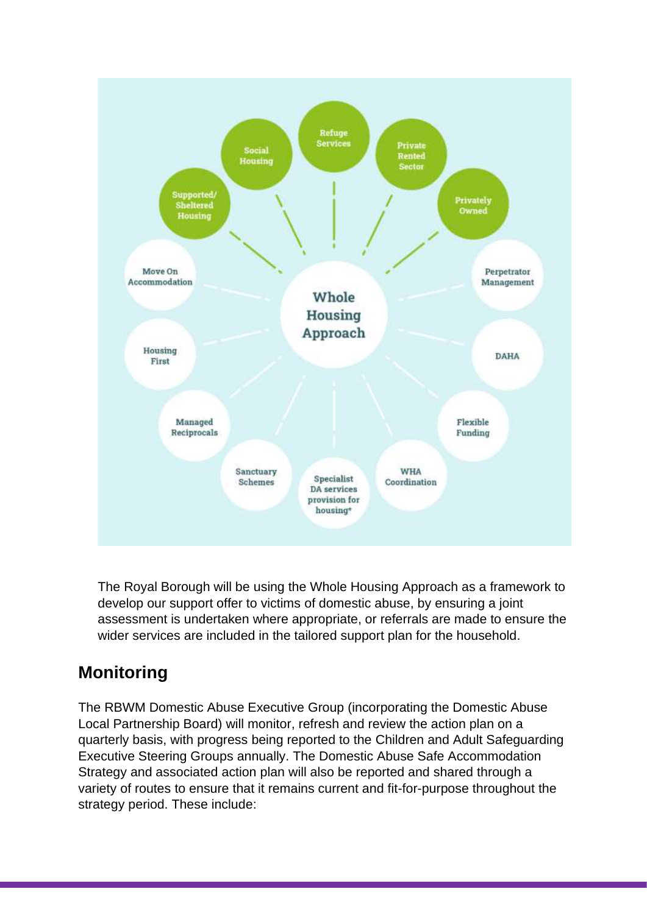**Whole Housing Approach**

- Refuge Services
- Private Rented Sector
- Privately Owned
- Perpetrator Management
- DAHA
- Flexible Funding
- WHA Coordination
- Specialist DA services provision for housing*
- Sanctuary Schemes
- Managed Reciprocals
- Housing First
- Move On Accommodation
- Supported/ Sheltered Housing
- Social Housing

The Royal Borough will be using the Whole Housing Approach as a framework to develop our support offer to victims of domestic abuse, by ensuring a joint assessment is undertaken where appropriate, or referrals are made to ensure the wider services are included in the tailored support plan for the household.

## Monitoring

The RBWM Domestic Abuse Executive Group (incorporating the Domestic Abuse Local Partnership Board) will monitor, refresh and review the action plan on a quarterly basis, with progress being reported to the Children and Adult Safeguarding Executive Steering Groups annually. The Domestic Abuse Safe Accommodation Strategy and associated action plan will also be reported and shared through a variety of routes to ensure that it remains current and fit-for-purpose throughout the strategy period. These include: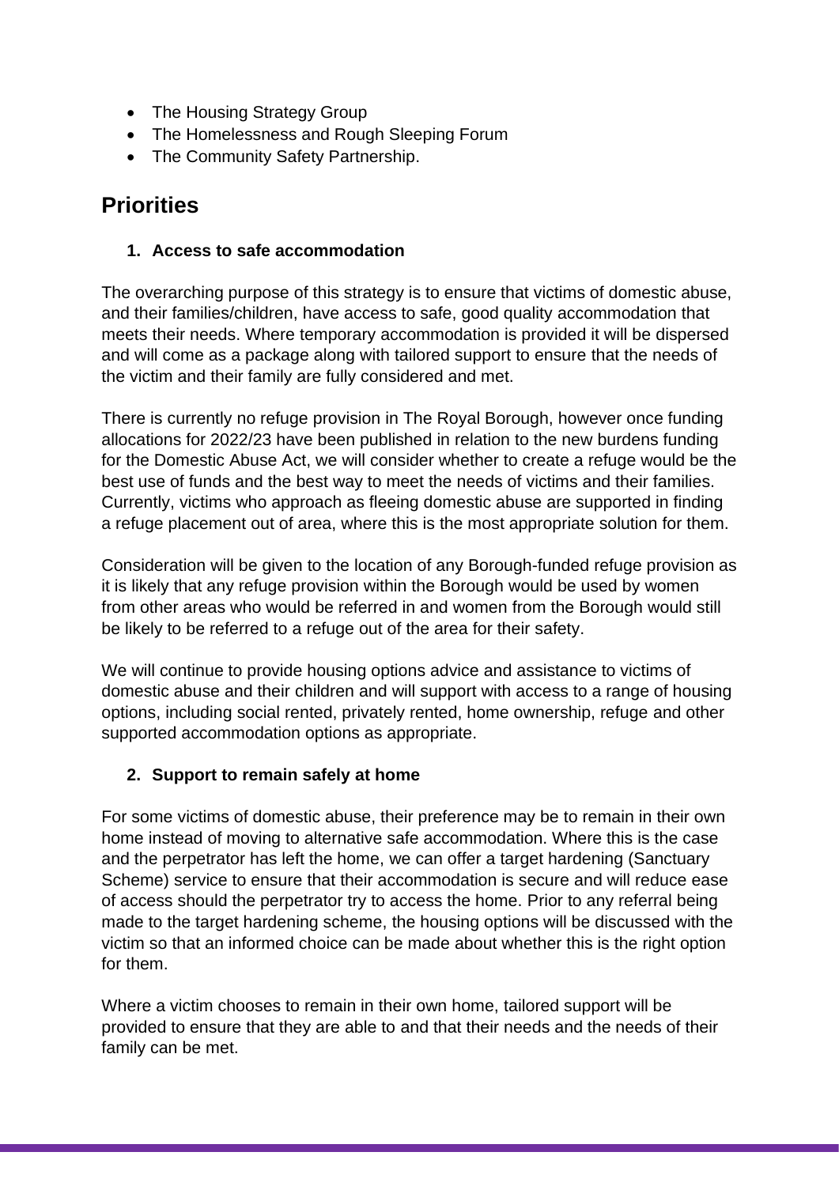- The Housing Strategy Group
- The Homelessness and Rough Sleeping Forum
- The Community Safety Partnership.

## Priorities

### 1. Access to safe accommodation

The overarching purpose of this strategy is to ensure that victims of domestic abuse, and their families/children, have access to safe, good quality accommodation that meets their needs. Where temporary accommodation is provided it will be dispersed and will come as a package along with tailored support to ensure that the needs of the victim and their family are fully considered and met.

There is currently no refuge provision in The Royal Borough, however once funding allocations for 2022/23 have been published in relation to the new burdens funding for the Domestic Abuse Act, we will consider whether to create a refuge would be the best use of funds and the best way to meet the needs of victims and their families. Currently, victims who approach as fleeing domestic abuse are supported in finding a refuge placement out of area, where this is the most appropriate solution for them.

Consideration will be given to the location of any Borough-funded refuge provision as it is likely that any refuge provision within the Borough would be used by women from other areas who would be referred in and women from the Borough would still be likely to be referred to a refuge out of the area for their safety.

We will continue to provide housing options advice and assistance to victims of domestic abuse and their children and will support with access to a range of housing options, including social rented, privately rented, home ownership, refuge and other supported accommodation options as appropriate.

### 2. Support to remain safely at home

For some victims of domestic abuse, their preference may be to remain in their own home instead of moving to alternative safe accommodation. Where this is the case and the perpetrator has left the home, we can offer a target hardening (Sanctuary Scheme) service to ensure that their accommodation is secure and will reduce ease of access should the perpetrator try to access the home. Prior to any referral being made to the target hardening scheme, the housing options will be discussed with the victim so that an informed choice can be made about whether this is the right option for them.

Where a victim chooses to remain in their own home, tailored support will be provided to ensure that they are able to and that their needs and the needs of their family can be met.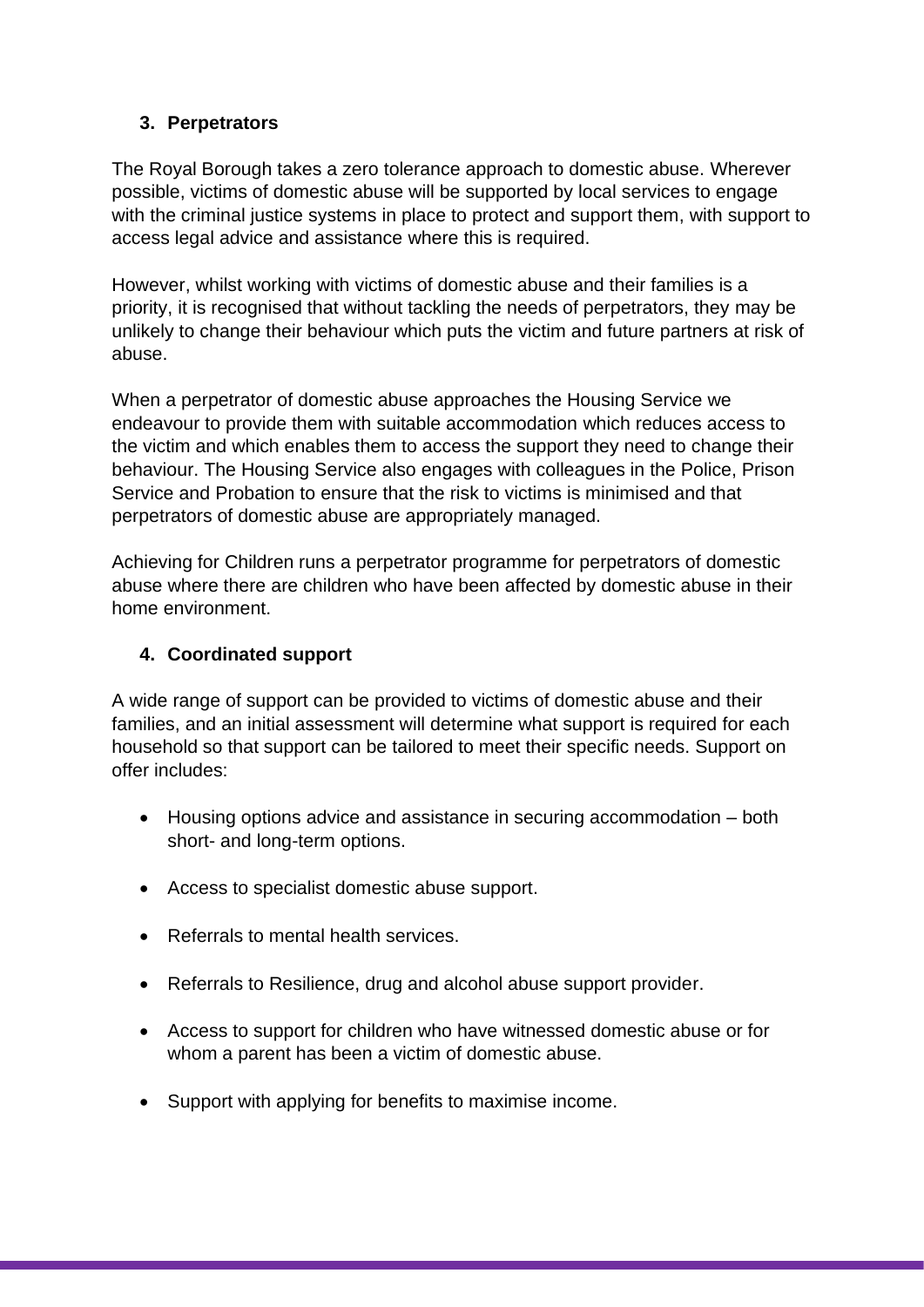### 3. Perpetrators

The Royal Borough takes a zero tolerance approach to domestic abuse. Wherever possible, victims of domestic abuse will be supported by local services to engage with the criminal justice systems in place to protect and support them, with support to access legal advice and assistance where this is required.

However, whilst working with victims of domestic abuse and their families is a priority, it is recognised that without tackling the needs of perpetrators, they may be unlikely to change their behaviour which puts the victim and future partners at risk of abuse.

When a perpetrator of domestic abuse approaches the Housing Service we endeavour to provide them with suitable accommodation which reduces access to the victim and which enables them to access the support they need to change their behaviour. The Housing Service also engages with colleagues in the Police, Prison Service and Probation to ensure that the risk to victims is minimised and that perpetrators of domestic abuse are appropriately managed.

Achieving for Children runs a perpetrator programme for perpetrators of domestic abuse where there are children who have been affected by domestic abuse in their home environment.

### 4. Coordinated support

A wide range of support can be provided to victims of domestic abuse and their families, and an initial assessment will determine what support is required for each household so that support can be tailored to meet their specific needs. Support on offer includes:

- Housing options advice and assistance in securing accommodation – both short- and long-term options.
- Access to specialist domestic abuse support.
- Referrals to mental health services.
- Referrals to Resilience, drug and alcohol abuse support provider.
- Access to support for children who have witnessed domestic abuse or for whom a parent has been a victim of domestic abuse.
- Support with applying for benefits to maximise income.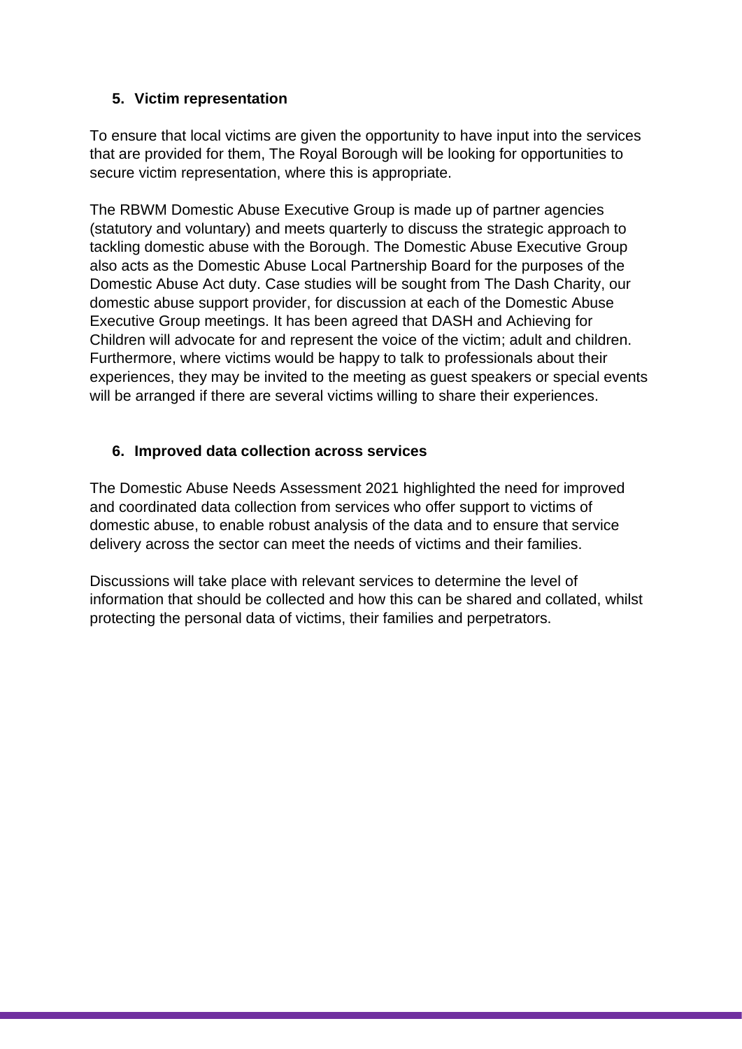## 5. Victim representation

To ensure that local victims are given the opportunity to have input into the services that are provided for them, The Royal Borough will be looking for opportunities to secure victim representation, where this is appropriate.

The RBWM Domestic Abuse Executive Group is made up of partner agencies (statutory and voluntary) and meets quarterly to discuss the strategic approach to tackling domestic abuse with the Borough. The Domestic Abuse Executive Group also acts as the Domestic Abuse Local Partnership Board for the purposes of the Domestic Abuse Act duty. Case studies will be sought from The Dash Charity, our domestic abuse support provider, for discussion at each of the Domestic Abuse Executive Group meetings. It has been agreed that DASH and Achieving for Children will advocate for and represent the voice of the victim; adult and children. Furthermore, where victims would be happy to talk to professionals about their experiences, they may be invited to the meeting as guest speakers or special events will be arranged if there are several victims willing to share their experiences.

## 6. Improved data collection across services

The Domestic Abuse Needs Assessment 2021 highlighted the need for improved and coordinated data collection from services who offer support to victims of domestic abuse, to enable robust analysis of the data and to ensure that service delivery across the sector can meet the needs of victims and their families.

Discussions will take place with relevant services to determine the level of information that should be collected and how this can be shared and collated, whilst protecting the personal data of victims, their families and perpetrators.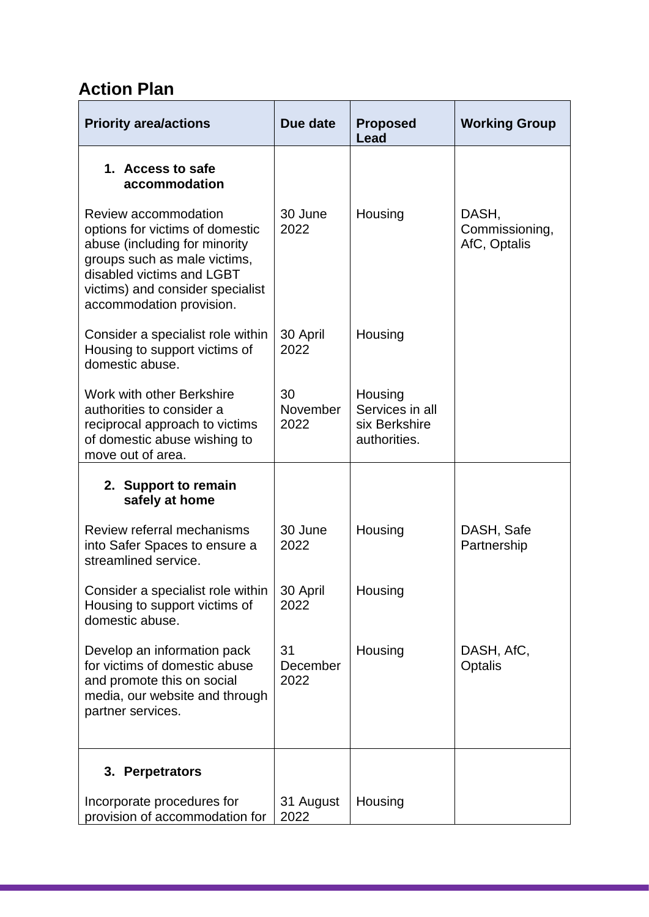## Action Plan

| Priority area/actions | Due date | Proposed Lead | Working Group |
|---|---|---|---|
| **1. Access to safe accommodation** | | | |
| Review accommodation options for victims of domestic abuse (including for minority groups such as male victims, disabled victims and LGBT victims) and consider specialist accommodation provision. | 30 June 2022 | Housing | DASH, Commissioning, AfC, Optalis |
| Consider a specialist role within Housing to support victims of domestic abuse. | 30 April 2022 | Housing | |
| Work with other Berkshire authorities to consider a reciprocal approach to victims of domestic abuse wishing to move out of area. | 30 November 2022 | Housing Services in all six Berkshire authorities. | |
| **2. Support to remain safely at home** | | | |
| Review referral mechanisms into Safer Spaces to ensure a streamlined service. | 30 June 2022 | Housing | DASH, Safe Partnership |
| Consider a specialist role within Housing to support victims of domestic abuse. | 30 April 2022 | Housing | |
| Develop an information pack for victims of domestic abuse and promote this on social media, our website and through partner services. | 31 December 2022 | Housing | DASH, AfC, Optalis |
| **3. Perpetrators** | | | |
| Incorporate procedures for provision of accommodation for | 31 August 2022 | Housing | |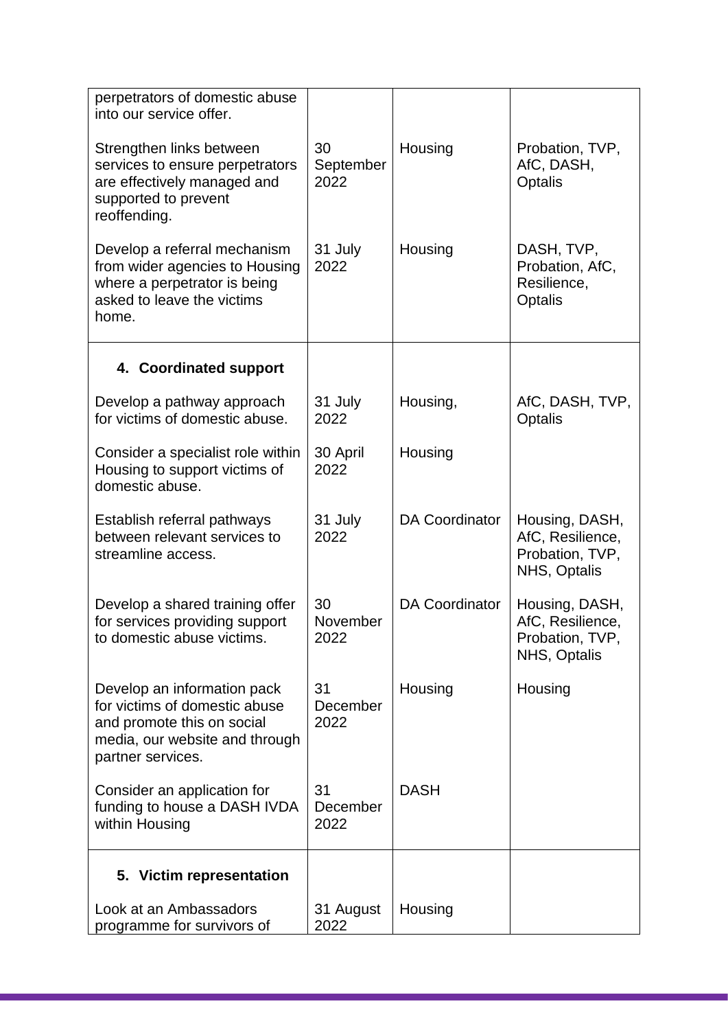| | | | |
|---|---|---|---|
| perpetrators of domestic abuse into our service offer. | | | |
| Strengthen links between services to ensure perpetrators are effectively managed and supported to prevent reoffending. | 30 September 2022 | Housing | Probation, TVP, AfC, DASH, Optalis |
| Develop a referral mechanism from wider agencies to Housing where a perpetrator is being asked to leave the victims home. | 31 July 2022 | Housing | DASH, TVP, Probation, AfC, Resilience, Optalis |
| **4. Coordinated support** | | | |
| Develop a pathway approach for victims of domestic abuse. | 31 July 2022 | Housing, | AfC, DASH, TVP, Optalis |
| Consider a specialist role within Housing to support victims of domestic abuse. | 30 April 2022 | Housing | |
| Establish referral pathways between relevant services to streamline access. | 31 July 2022 | DA Coordinator | Housing, DASH, AfC, Resilience, Probation, TVP, NHS, Optalis |
| Develop a shared training offer for services providing support to domestic abuse victims. | 30 November 2022 | DA Coordinator | Housing, DASH, AfC, Resilience, Probation, TVP, NHS, Optalis |
| Develop an information pack for victims of domestic abuse and promote this on social media, our website and through partner services. | 31 December 2022 | Housing | Housing |
| Consider an application for funding to house a DASH IVDA within Housing | 31 December 2022 | DASH | |
| **5. Victim representation** | | | |
| Look at an Ambassadors programme for survivors of | 31 August 2022 | Housing | |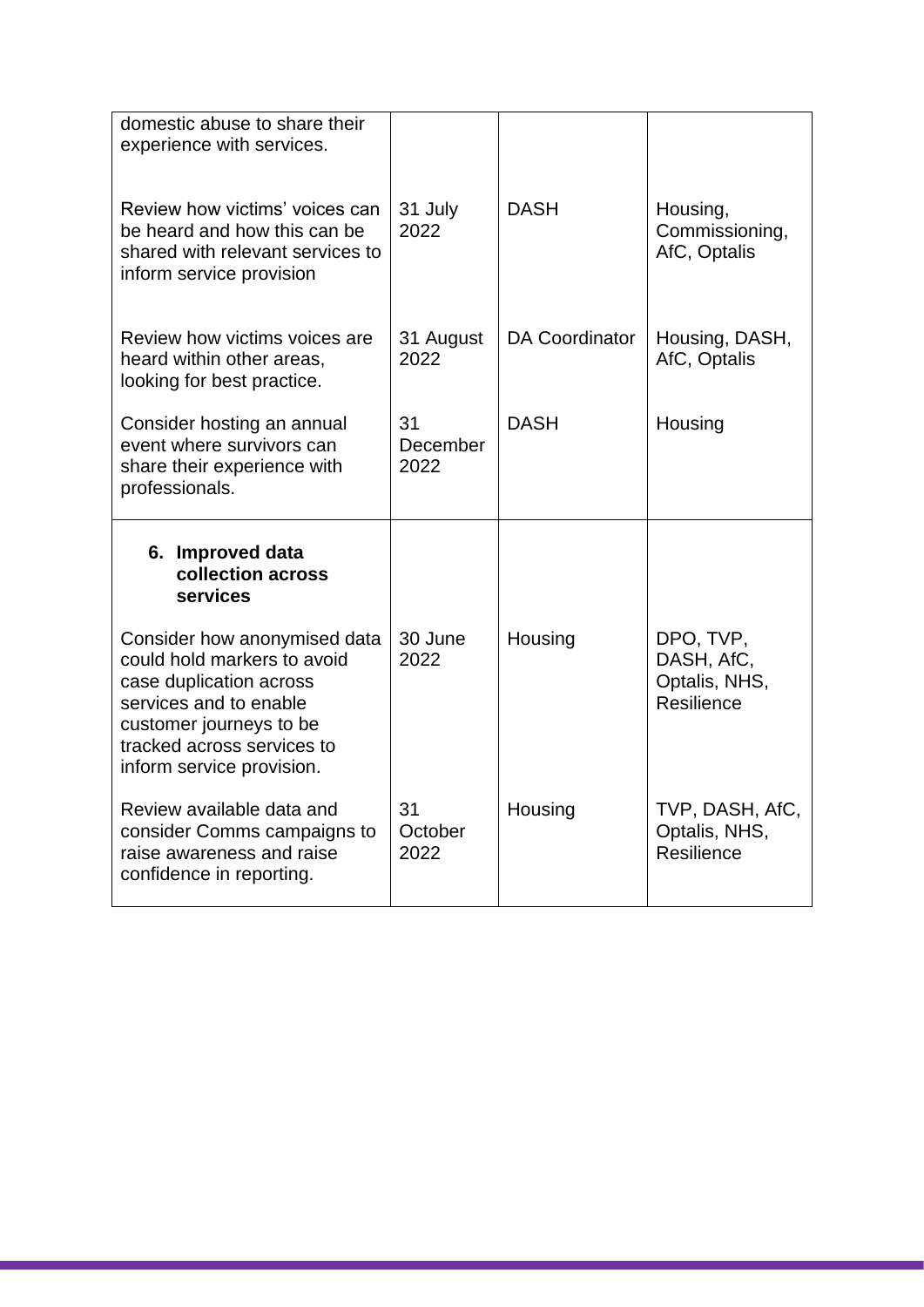| | | | |
|---|---|---|---|
| domestic abuse to share their experience with services. | | | |
| Review how victims' voices can be heard and how this can be shared with relevant services to inform service provision | 31 July 2022 | DASH | Housing, Commissioning, AfC, Optalis |
| Review how victims voices are heard within other areas, looking for best practice. | 31 August 2022 | DA Coordinator | Housing, DASH, AfC, Optalis |
| Consider hosting an annual event where survivors can share their experience with professionals. | 31 December 2022 | DASH | Housing |
| **6. Improved data collection across services** | | | |
| Consider how anonymised data could hold markers to avoid case duplication across services and to enable customer journeys to be tracked across services to inform service provision. | 30 June 2022 | Housing | DPO, TVP, DASH, AfC, Optalis, NHS, Resilience |
| Review available data and consider Comms campaigns to raise awareness and raise confidence in reporting. | 31 October 2022 | Housing | TVP, DASH, AfC, Optalis, NHS, Resilience |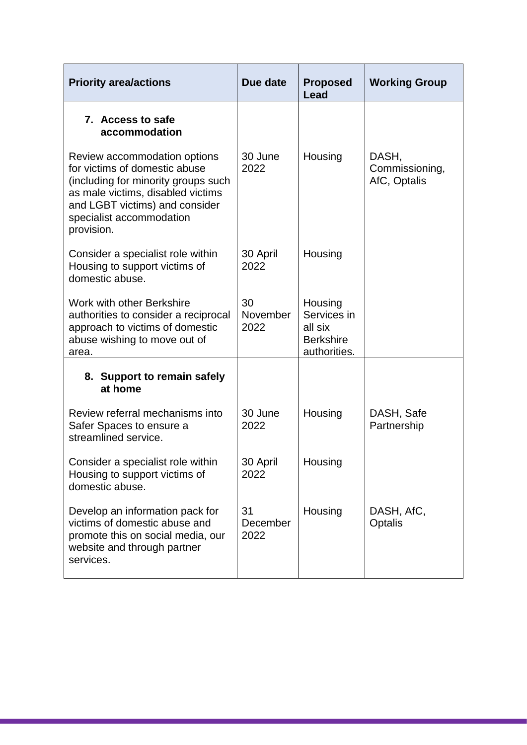| Priority area/actions | Due date | Proposed Lead | Working Group |
|---|---|---|---|
| **7. Access to safe accommodation** | | | |
| Review accommodation options for victims of domestic abuse (including for minority groups such as male victims, disabled victims and LGBT victims) and consider specialist accommodation provision. | 30 June 2022 | Housing | DASH, Commissioning, AfC, Optalis |
| Consider a specialist role within Housing to support victims of domestic abuse. | 30 April 2022 | Housing | |
| Work with other Berkshire authorities to consider a reciprocal approach to victims of domestic abuse wishing to move out of area. | 30 November 2022 | Housing Services in all six Berkshire authorities. | |
| **8. Support to remain safely at home** | | | |
| Review referral mechanisms into Safer Spaces to ensure a streamlined service. | 30 June 2022 | Housing | DASH, Safe Partnership |
| Consider a specialist role within Housing to support victims of domestic abuse. | 30 April 2022 | Housing | |
| Develop an information pack for victims of domestic abuse and promote this on social media, our website and through partner services. | 31 December 2022 | Housing | DASH, AfC, Optalis |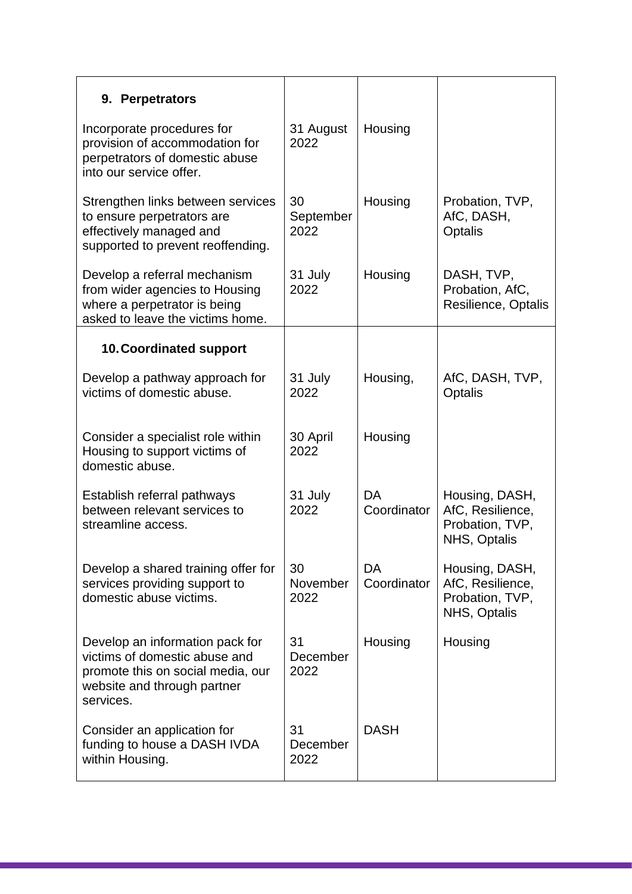| | | | |
|---|---|---|---|
| **9. Perpetrators** | | | |
| Incorporate procedures for provision of accommodation for perpetrators of domestic abuse into our service offer. | 31 August 2022 | Housing | |
| Strengthen links between services to ensure perpetrators are effectively managed and supported to prevent reoffending. | 30 September 2022 | Housing | Probation, TVP, AfC, DASH, Optalis |
| Develop a referral mechanism from wider agencies to Housing where a perpetrator is being asked to leave the victims home. | 31 July 2022 | Housing | DASH, TVP, Probation, AfC, Resilience, Optalis |
| **10. Coordinated support** | | | |
| Develop a pathway approach for victims of domestic abuse. | 31 July 2022 | Housing, | AfC, DASH, TVP, Optalis |
| Consider a specialist role within Housing to support victims of domestic abuse. | 30 April 2022 | Housing | |
| Establish referral pathways between relevant services to streamline access. | 31 July 2022 | DA Coordinator | Housing, DASH, AfC, Resilience, Probation, TVP, NHS, Optalis |
| Develop a shared training offer for services providing support to domestic abuse victims. | 30 November 2022 | DA Coordinator | Housing, DASH, AfC, Resilience, Probation, TVP, NHS, Optalis |
| Develop an information pack for victims of domestic abuse and promote this on social media, our website and through partner services. | 31 December 2022 | Housing | Housing |
| Consider an application for funding to house a DASH IVDA within Housing. | 31 December 2022 | DASH | |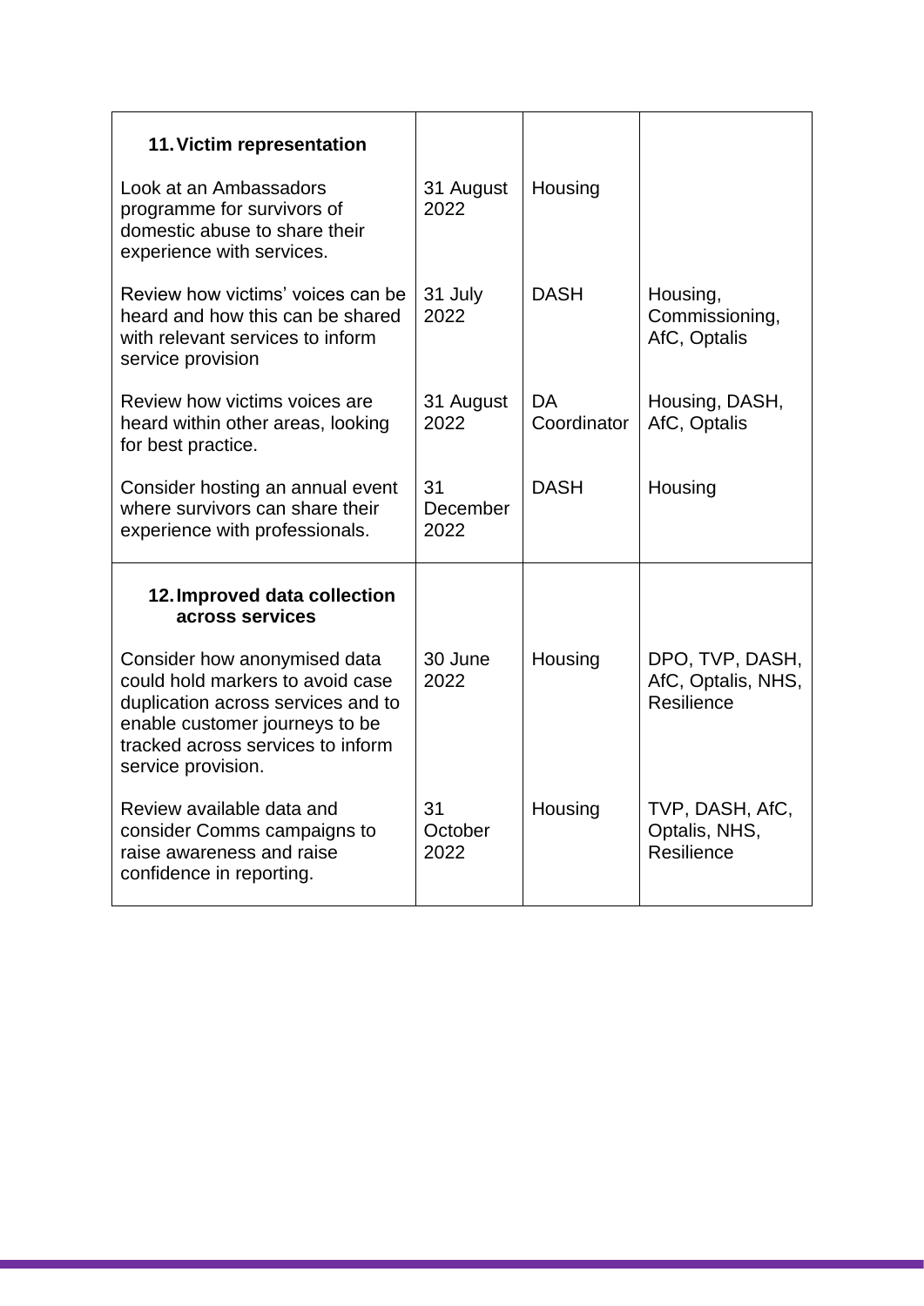| | | | |
|---|---|---|---|
| **11. Victim representation** | | | |
| Look at an Ambassadors programme for survivors of domestic abuse to share their experience with services. | 31 August 2022 | Housing | |
| Review how victims' voices can be heard and how this can be shared with relevant services to inform service provision | 31 July 2022 | DASH | Housing, Commissioning, AfC, Optalis |
| Review how victims voices are heard within other areas, looking for best practice. | 31 August 2022 | DA Coordinator | Housing, DASH, AfC, Optalis |
| Consider hosting an annual event where survivors can share their experience with professionals. | 31 December 2022 | DASH | Housing |
| **12. Improved data collection across services** | | | |
| Consider how anonymised data could hold markers to avoid case duplication across services and to enable customer journeys to be tracked across services to inform service provision. | 30 June 2022 | Housing | DPO, TVP, DASH, AfC, Optalis, NHS, Resilience |
| Review available data and consider Comms campaigns to raise awareness and raise confidence in reporting. | 31 October 2022 | Housing | TVP, DASH, AfC, Optalis, NHS, Resilience |